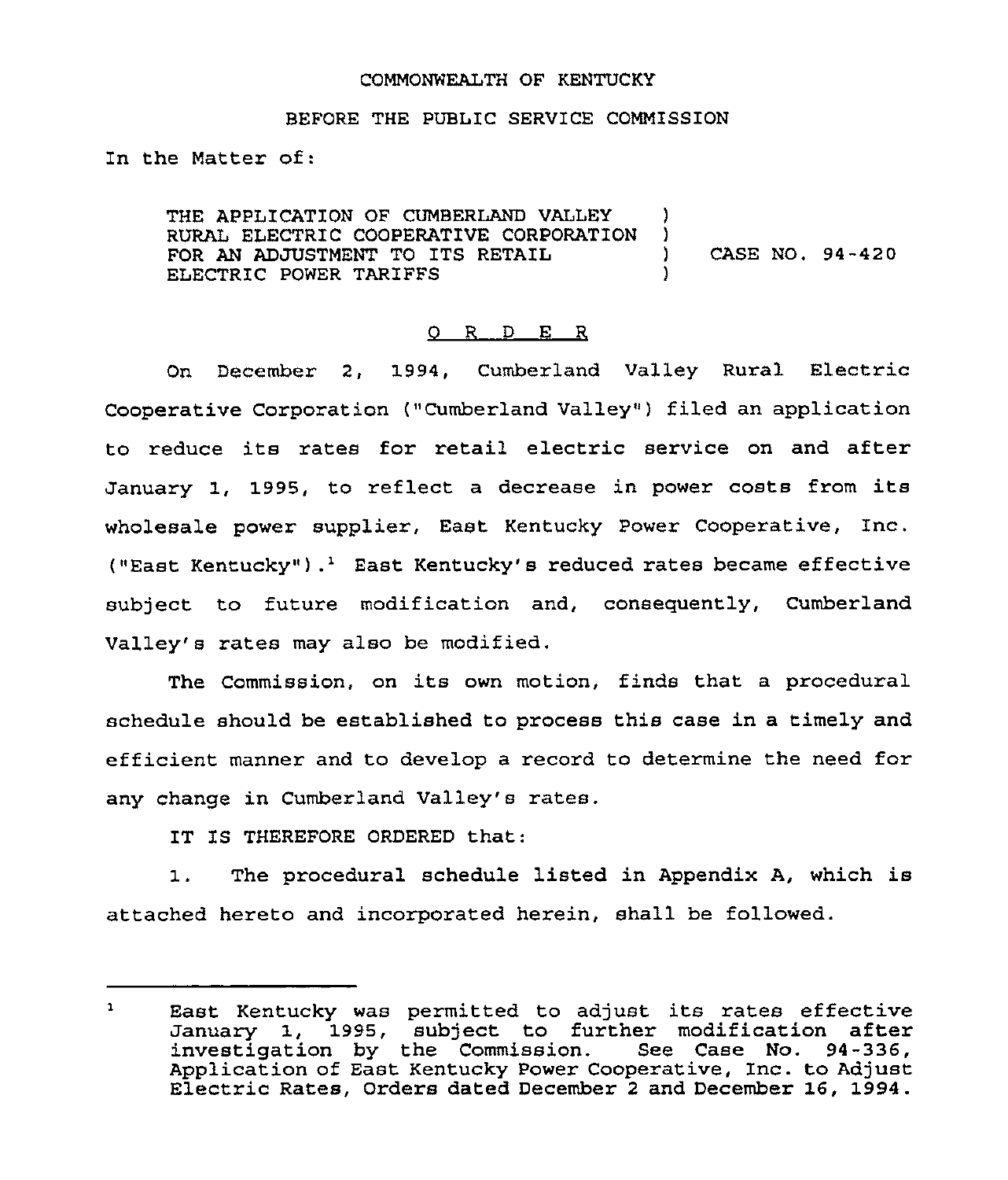COMMONWEALTH OF KENTUCKY

BEFORE THE PUBLIC SERVICE COMMISSION

In the Matter of:

| | | |
|---|---|---|
| THE APPLICATION OF CUMBERLAND VALLEY RURAL ELECTRIC COOPERATIVE CORPORATION FOR AN ADJUSTMENT TO ITS RETAIL ELECTRIC POWER TARIFFS | ) | CASE NO. 94-420 |

O R D E R

On December 2, 1994, Cumberland Valley Rural Electric Cooperative Corporation ("Cumberland Valley") filed an application to reduce its rates for retail electric service on and after January 1, 1995, to reflect a decrease in power costs from its wholesale power supplier, East Kentucky Power Cooperative, Inc. ("East Kentucky").[1] East Kentucky's reduced rates became effective subject to future modification and, consequently, Cumberland Valley's rates may also be modified.

The Commission, on its own motion, finds that a procedural schedule should be established to process this case in a timely and efficient manner and to develop a record to determine the need for any change in Cumberland Valley's rates.

IT IS THEREFORE ORDERED that:

1. The procedural schedule listed in Appendix A, which is attached hereto and incorporated herein, shall be followed.

---

[1] East Kentucky was permitted to adjust its rates effective January 1, 1995, subject to further modification after investigation by the Commission. See Case No. 94-336, Application of East Kentucky Power Cooperative, Inc. to Adjust Electric Rates, Orders dated December 2 and December 16, 1994.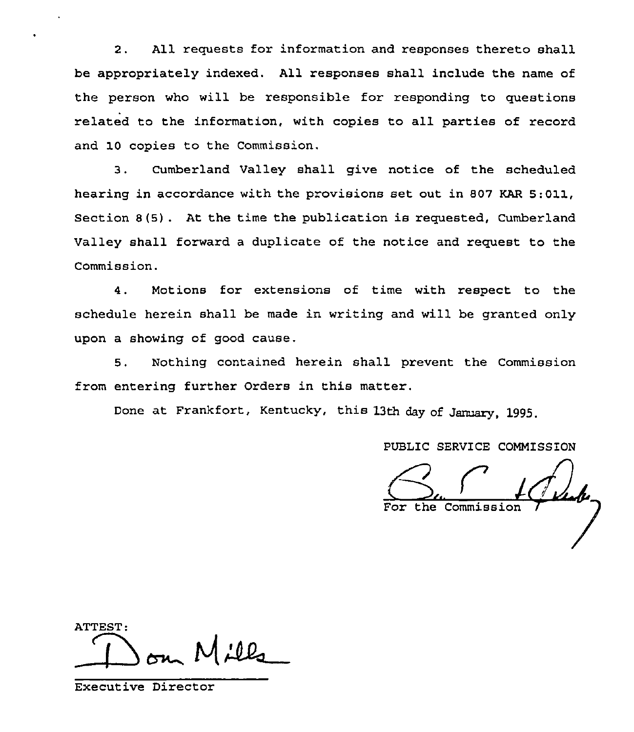2. All requests for information and responses thereto shall be appropriately indexed. All responses shall include the name of the person who will be responsible for responding to questions related to the information, with copies to all parties of record and 10 copies to the Commission.

3. Cumberland Valley shall give notice of the scheduled hearing in accordance with the provisions set out in 807 KAR 5:011, Section 8(5). At the time the publication is requested, Cumberland Valley shall forward a duplicate of the notice and request to the Commission.

4. Motions for extensions of time with respect to the schedule herein shall be made in writing and will be granted only upon a showing of good cause.

5. Nothing contained herein shall prevent the Commission from entering further Orders in this matter.

Done at Frankfort, Kentucky, this 13th day of January, 1995.

PUBLIC SERVICE COMMISSION

For the Commission

ATTEST:

Executive Director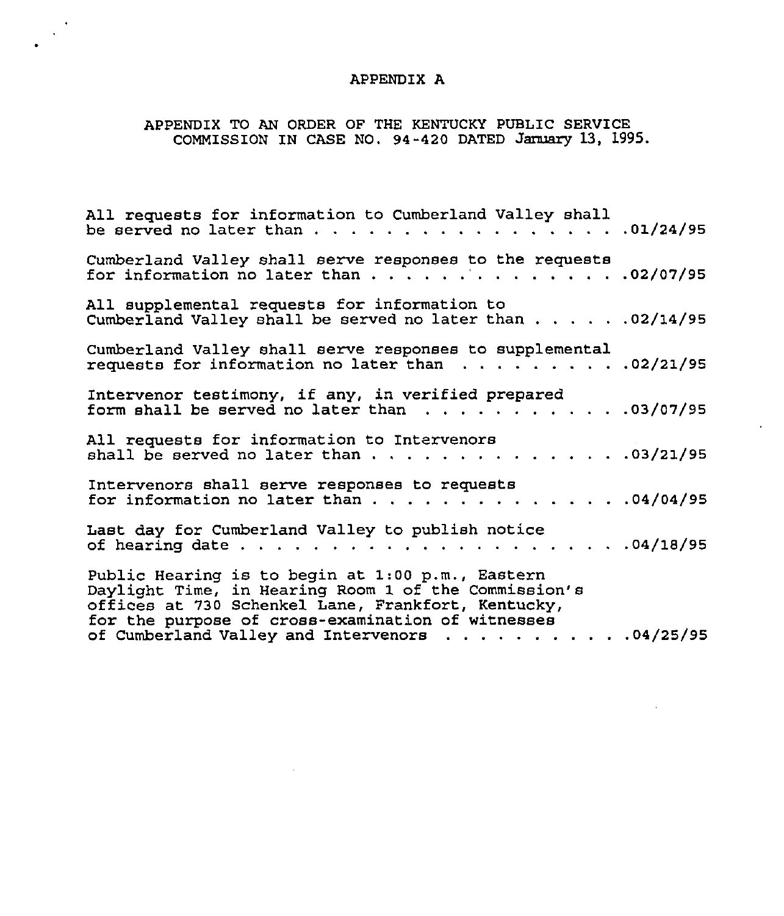# APPENDIX A

APPENDIX TO AN ORDER OF THE KENTUCKY PUBLIC SERVICE COMMISSION IN CASE NO. 94-420 DATED January 13, 1995.

All requests for information to Cumberland Valley shall be served no later than . . . . . . . . . . . . . . . . . . .01/24/95

Cumberland Valley shall serve responses to the requests for information no later than . . . . . . . . . . . . . . . .02/07/95

All supplemental requests for information to Cumberland Valley shall be served no later than . . . . . .02/14/95

Cumberland Valley shall serve responses to supplemental requests for information no later than . . . . . . . . . .02/21/95

Intervenor testimony, if any, in verified prepared form shall be served no later than . . . . . . . . . . . .03/07/95

All requests for information to Intervenors shall be served no later than . . . . . . . . . . . . . . .03/21/95

Intervenors shall serve responses to requests for information no later than . . . . . . . . . . . . . . .04/04/95

Last day for Cumberland Valley to publish notice of hearing date . . . . . . . . . . . . . . . . . . . . . . .04/18/95

Public Hearing is to begin at 1:00 p.m., Eastern Daylight Time, in Hearing Room 1 of the Commission's offices at 730 Schenkel Lane, Frankfort, Kentucky, for the purpose of cross-examination of witnesses of Cumberland Valley and Intervenors . . . . . . . . . . .04/25/95